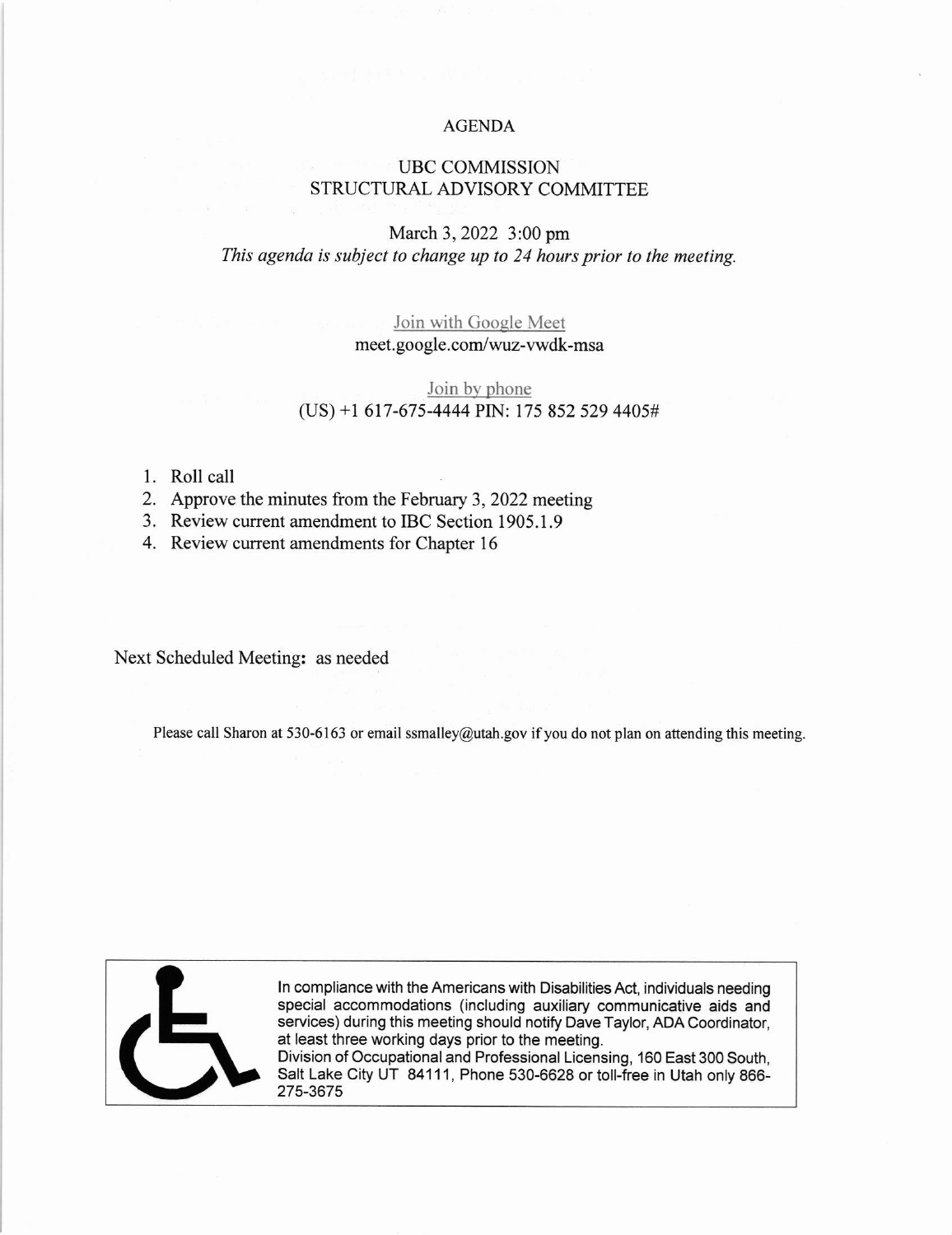# AGENDA

## UBC COMMISSION
## STRUCTURAL ADVISORY COMMITTEE

March 3, 2022 3:00 pm

*This agenda is subject to change up to 24 hours prior to the meeting.*

Join with Google Meet
meet.google.com/wuz-vwdk-msa

Join by phone
(US) +1 617-675-4444 PIN: 175 852 529 4405#

1. Roll call
2. Approve the minutes from the February 3, 2022 meeting
3. Review current amendment to IBC Section 1905.1.9
4. Review current amendments for Chapter 16

Next Scheduled Meeting: as needed

Please call Sharon at 530-6163 or email ssmalley@utah.gov if you do not plan on attending this meeting.

In compliance with the Americans with Disabilities Act, individuals needing special accommodations (including auxiliary communicative aids and services) during this meeting should notify Dave Taylor, ADA Coordinator, at least three working days prior to the meeting.
Division of Occupational and Professional Licensing, 160 East 300 South, Salt Lake City UT 84111, Phone 530-6628 or toll-free in Utah only 866-275-3675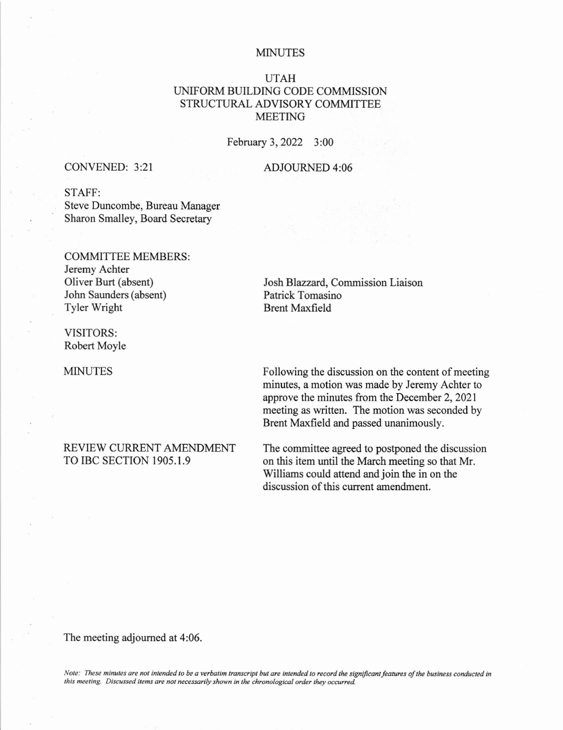# MINUTES

## UTAH
## UNIFORM BUILDING CODE COMMISSION
## STRUCTURAL ADVISORY COMMITTEE
## MEETING

February 3, 2022 3:00

CONVENED: 3:21

ADJOURNED 4:06

STAFF:
Steve Duncombe, Bureau Manager
Sharon Smalley, Board Secretary

COMMITTEE MEMBERS:
Jeremy Achter
Oliver Burt (absent)
John Saunders (absent)
Tyler Wright
Josh Blazzard, Commission Liaison
Patrick Tomasino
Brent Maxfield

VISITORS:
Robert Moyle

**MINUTES**

Following the discussion on the content of meeting minutes, a motion was made by Jeremy Achter to approve the minutes from the December 2, 2021 meeting as written. The motion was seconded by Brent Maxfield and passed unanimously.

**REVIEW CURRENT AMENDMENT TO IBC SECTION 1905.1.9**

The committee agreed to postponed the discussion on this item until the March meeting so that Mr. Williams could attend and join the in on the discussion of this current amendment.

The meeting adjourned at 4:06.

*Note: These minutes are not intended to be a verbatim transcript but are intended to record the significant features of the business conducted in this meeting. Discussed items are not necessarily shown in the chronological order they occurred.*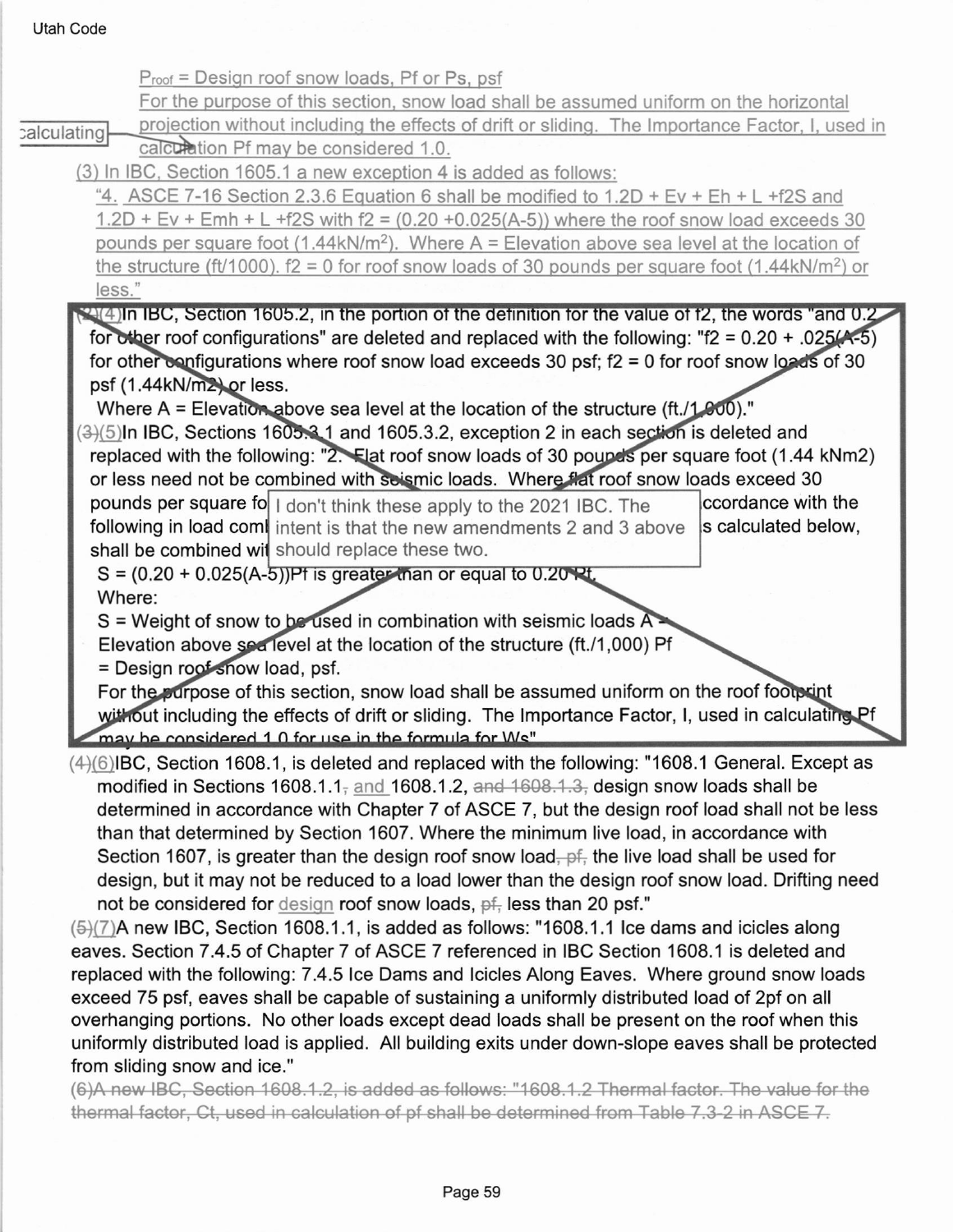$P_{roof}$ = Design roof snow loads, Pf or Ps, psf

For the purpose of this section, snow load shall be assumed uniform on the horizontal projection without including the effects of drift or sliding. The Importance Factor, I, used in calculation Pf may be considered 1.0.

(3) In IBC, Section 1605.1 a new exception 4 is added as follows:

"4. ASCE 7-16 Section 2.3.6 Equation 6 shall be modified to 1.2D + Ev + Eh + L +f2S and 1.2D + Ev + Emh + L +f2S with f2 = (0.20 +0.025(A-5)) where the roof snow load exceeds 30 pounds per square foot ($1.44kN/m^2$). Where A = Elevation above sea level at the location of the structure (ft/1000). f2 = 0 for roof snow loads of 30 pounds per square foot ($1.44kN/m^2$) or less."

~~(2)~~(4) In IBC, Section 1605.2, in the portion of the definition for the value of f2, the words "and 0.2 for other roof configurations" are deleted and replaced with the following: "f2 = 0.20 + .025(A-5) for other configurations where roof snow load exceeds 30 psf; f2 = 0 for roof snow loads of 30 psf ($1.44kN/m^2$) or less.

Where A = Elevation above sea level at the location of the structure (ft./1,000)."

~~(3)~~(5) In IBC, Sections 1605.3.1 and 1605.3.2, exception 2 in each section is deleted and replaced with the following: "2. Flat roof snow loads of 30 pounds per square foot (1.44 kNm2) or less need not be combined with seismic loads. Where flat roof snow loads exceed 30 pounds per square fo[ot, the snow loads shall be combined with seismic loads in a]ccordance with the following in load comb[inations, ... the snow load (S) a]s calculated below, shall be combined wi[th seismic loads.]

> I don't think these apply to the 2021 IBC. The intent is that the new amendments 2 and 3 above should replace these two.

S = (0.20 + 0.025(A-5))Pf is greater than or equal to 0.20 Pf.

Where:

S = Weight of snow to be used in combination with seismic loads A = Elevation above sea level at the location of the structure (ft./1,000) Pf = Design roof snow load, psf.

For the purpose of this section, snow load shall be assumed uniform on the roof footprint without including the effects of drift or sliding. The Importance Factor, I, used in calculating Pf may be considered 1.0 for use in the formula for Ws".

~~(4)~~(6) IBC, Section 1608.1, is deleted and replaced with the following: "1608.1 General. Except as modified in Sections 1608.1.1~~,~~ and 1608.1.2, ~~and 1608.1.3,~~ design snow loads shall be determined in accordance with Chapter 7 of ASCE 7, but the design roof load shall not be less than that determined by Section 1607. Where the minimum live load, in accordance with Section 1607, is greater than the design roof load~~, pf,~~ the live load shall be used for design, but it may not be reduced to a load lower than the design roof snow load. Drifting need not be considered for design roof snow loads, ~~pf,~~ less than 20 psf."

~~(5)~~(7) A new IBC, Section 1608.1.1, is added as follows: "1608.1.1 Ice dams and icicles along eaves. Section 7.4.5 of Chapter 7 of ASCE 7 referenced in IBC Section 1608.1 is deleted and replaced with the following: 7.4.5 Ice Dams and Icicles Along Eaves. Where ground snow loads exceed 75 psf, eaves shall be capable of sustaining a uniformly distributed load of 2pf on all overhanging portions. No other loads except dead loads shall be present on the roof when this uniformly distributed load is applied. All building exits under down-slope eaves shall be protected from sliding snow and ice."

~~(6) A new IBC, Section 1608.1.2, is added as follows: "1608.1.2 Thermal factor. The value for the thermal factor, Ct, used in calculation of pf shall be determined from Table 7.3-2 in ASCE 7.~~